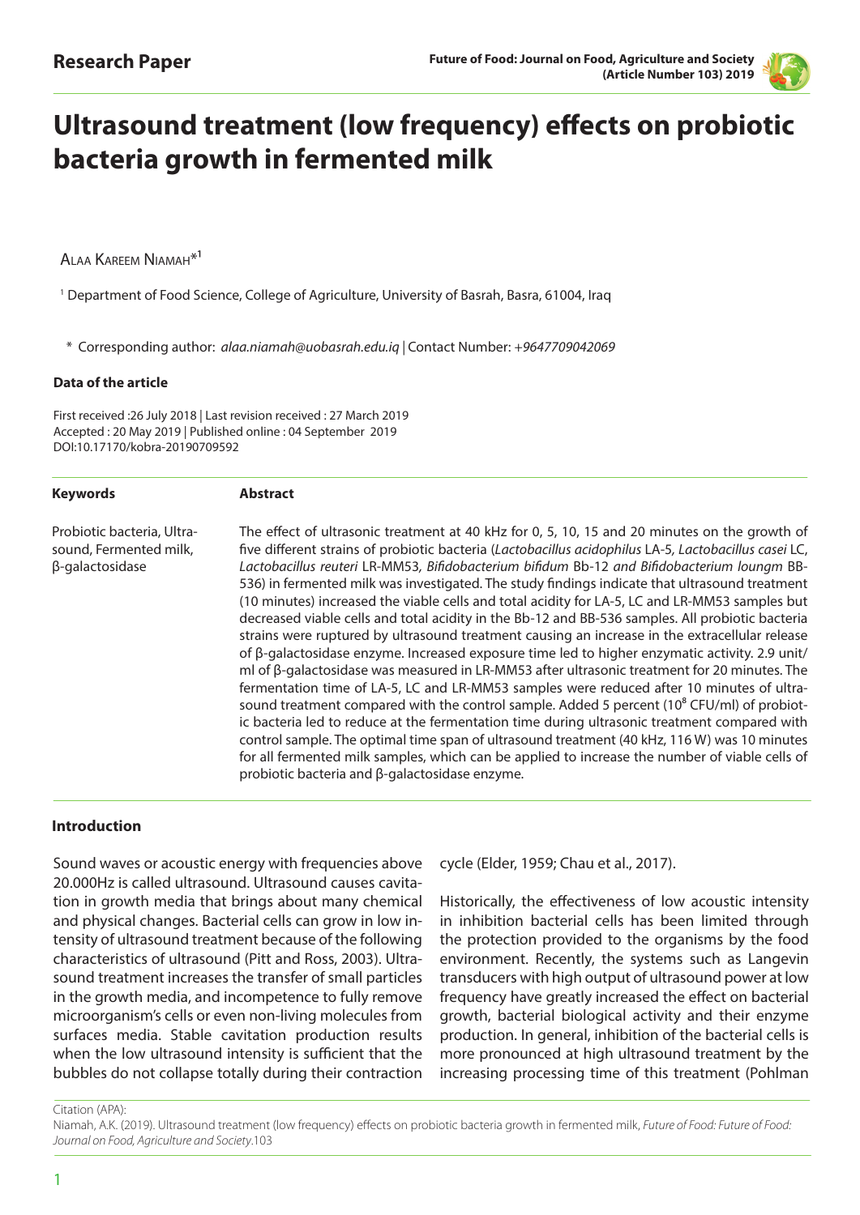Research Paper

# Ultrasound treatment (low frequency) effects on probiotic bacteria growth in fermented milk

Alaa Kareem Niamah*[1]

[1] Department of Food Science, College of Agriculture, University of Basrah, Basra, 61004, Iraq

\* Corresponding author: *alaa.niamah@uobasrah.edu.iq* | Contact Number: *+9647709042069*

**Data of the article**

First received :26 July 2018 | Last revision received : 27 March 2019
Accepted : 20 May 2019 | Published online : 04 September 2019
DOI:10.17170/kobra-20190709592

**Keywords**

Probiotic bacteria, Ultrasound, Fermented milk, β-galactosidase

**Abstract**

The effect of ultrasonic treatment at 40 kHz for 0, 5, 10, 15 and 20 minutes on the growth of five different strains of probiotic bacteria (*Lactobacillus acidophilus* LA-5*, Lactobacillus casei* LC, *Lactobacillus reuteri* LR-MM53*, Bifidobacterium bifidum* Bb-12 *and Bifidobacterium loungm* BB-536) in fermented milk was investigated. The study findings indicate that ultrasound treatment (10 minutes) increased the viable cells and total acidity for LA-5, LC and LR-MM53 samples but decreased viable cells and total acidity in the Bb-12 and BB-536 samples. All probiotic bacteria strains were ruptured by ultrasound treatment causing an increase in the extracellular release of β-galactosidase enzyme. Increased exposure time led to higher enzymatic activity. 2.9 unit/ml of β-galactosidase was measured in LR-MM53 after ultrasonic treatment for 20 minutes. The fermentation time of LA-5, LC and LR-MM53 samples were reduced after 10 minutes of ultrasound treatment compared with the control sample. Added 5 percent ($10^8$ CFU/ml) of probiotic bacteria led to reduce at the fermentation time during ultrasonic treatment compared with control sample. The optimal time span of ultrasound treatment (40 kHz, 116 W) was 10 minutes for all fermented milk samples, which can be applied to increase the number of viable cells of probiotic bacteria and β-galactosidase enzyme.

## Introduction

Sound waves or acoustic energy with frequencies above 20.000Hz is called ultrasound. Ultrasound causes cavitation in growth media that brings about many chemical and physical changes. Bacterial cells can grow in low intensity of ultrasound treatment because of the following characteristics of ultrasound (Pitt and Ross, 2003). Ultrasound treatment increases the transfer of small particles in the growth media, and incompetence to fully remove microorganism's cells or even non-living molecules from surfaces media. Stable cavitation production results when the low ultrasound intensity is sufficient that the bubbles do not collapse totally during their contraction cycle (Elder, 1959; Chau et al., 2017).

Historically, the effectiveness of low acoustic intensity in inhibition bacterial cells has been limited through the protection provided to the organisms by the food environment. Recently, the systems such as Langevin transducers with high output of ultrasound power at low frequency have greatly increased the effect on bacterial growth, bacterial biological activity and their enzyme production. In general, inhibition of the bacterial cells is more pronounced at high ultrasound treatment by the increasing processing time of this treatment (Pohlman

Citation (APA):
Niamah, A.K. (2019). Ultrasound treatment (low frequency) effects on probiotic bacteria growth in fermented milk, *Future of Food: Future of Food: Journal on Food, Agriculture and Society*.103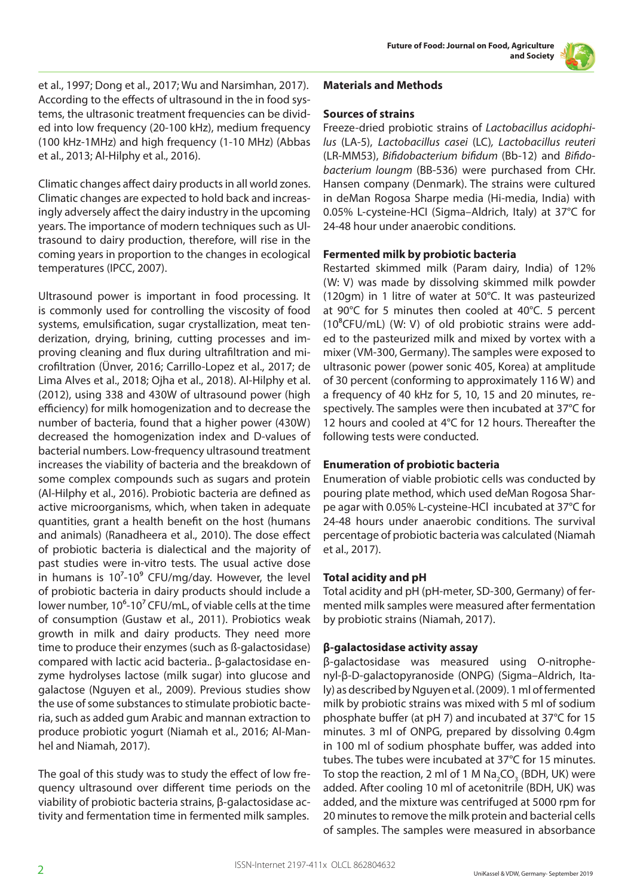et al., 1997; Dong et al., 2017; Wu and Narsimhan, 2017). According to the effects of ultrasound in the in food systems, the ultrasonic treatment frequencies can be divided into low frequency (20-100 kHz), medium frequency (100 kHz-1MHz) and high frequency (1-10 MHz) (Abbas et al., 2013; Al-Hilphy et al., 2016).

Climatic changes affect dairy products in all world zones. Climatic changes are expected to hold back and increasingly adversely affect the dairy industry in the upcoming years. The importance of modern techniques such as Ultrasound to dairy production, therefore, will rise in the coming years in proportion to the changes in ecological temperatures (IPCC, 2007).

Ultrasound power is important in food processing. It is commonly used for controlling the viscosity of food systems, emulsification, sugar crystallization, meat tenderization, drying, brining, cutting processes and improving cleaning and flux during ultrafiltration and microfiltration (Ünver, 2016; Carrillo-Lopez et al., 2017; de Lima Alves et al., 2018; Ojha et al., 2018). Al-Hilphy et al. (2012), using 338 and 430W of ultrasound power (high efficiency) for milk homogenization and to decrease the number of bacteria, found that a higher power (430W) decreased the homogenization index and D-values of bacterial numbers. Low-frequency ultrasound treatment increases the viability of bacteria and the breakdown of some complex compounds such as sugars and protein (Al-Hilphy et al., 2016). Probiotic bacteria are defined as active microorganisms, which, when taken in adequate quantities, grant a health benefit on the host (humans and animals) (Ranadheera et al., 2010). The dose effect of probiotic bacteria is dialectical and the majority of past studies were in-vitro tests. The usual active dose in humans is $10^7$-$10^9$ CFU/mg/day. However, the level of probiotic bacteria in dairy products should include a lower number, $10^6$-$10^7$ CFU/mL, of viable cells at the time of consumption (Gustaw et al., 2011). Probiotics weak growth in milk and dairy products. They need more time to produce their enzymes (such as ß-galactosidase) compared with lactic acid bacteria.. β-galactosidase enzyme hydrolyses lactose (milk sugar) into glucose and galactose (Nguyen et al., 2009). Previous studies show the use of some substances to stimulate probiotic bacteria, such as added gum Arabic and mannan extraction to produce probiotic yogurt (Niamah et al., 2016; Al-Manhel and Niamah, 2017).

The goal of this study was to study the effect of low frequency ultrasound over different time periods on the viability of probiotic bacteria strains, β-galactosidase activity and fermentation time in fermented milk samples.

## Materials and Methods

### Sources of strains

Freeze-dried probiotic strains of *Lactobacillus acidophilus* (LA-5), *Lactobacillus casei* (LC), *Lactobacillus reuteri* (LR-MM53), *Bifidobacterium bifidum* (Bb-12) and *Bifidobacterium loungm* (BB-536) were purchased from CHr. Hansen company (Denmark). The strains were cultured in deMan Rogosa Sharpe media (Hi-media, India) with 0.05% L-cysteine-HCl (Sigma–Aldrich, Italy) at 37°C for 24-48 hour under anaerobic conditions.

### Fermented milk by probiotic bacteria

Restarted skimmed milk (Param dairy, India) of 12% (W: V) was made by dissolving skimmed milk powder (120gm) in 1 litre of water at 50°C. It was pasteurized at 90°C for 5 minutes then cooled at 40°C. 5 percent ($10^8$CFU/mL) (W: V) of old probiotic strains were added to the pasteurized milk and mixed by vortex with a mixer (VM-300, Germany). The samples were exposed to ultrasonic power (power sonic 405, Korea) at amplitude of 30 percent (conforming to approximately 116 W) and a frequency of 40 kHz for 5, 10, 15 and 20 minutes, respectively. The samples were then incubated at 37°C for 12 hours and cooled at 4°C for 12 hours. Thereafter the following tests were conducted.

### Enumeration of probiotic bacteria

Enumeration of viable probiotic cells was conducted by pouring plate method, which used deMan Rogosa Sharpe agar with 0.05% L-cysteine-HCl incubated at 37°C for 24-48 hours under anaerobic conditions. The survival percentage of probiotic bacteria was calculated (Niamah et al., 2017).

### Total acidity and pH

Total acidity and pH (pH-meter, SD-300, Germany) of fermented milk samples were measured after fermentation by probiotic strains (Niamah, 2017).

### β-galactosidase activity assay

β-galactosidase was measured using O-nitrophenyl-β-D-galactopyranoside (ONPG) (Sigma–Aldrich, Italy) as described by Nguyen et al. (2009). 1 ml of fermented milk by probiotic strains was mixed with 5 ml of sodium phosphate buffer (at pH 7) and incubated at 37°C for 15 minutes. 3 ml of ONPG, prepared by dissolving 0.4gm in 100 ml of sodium phosphate buffer, was added into tubes. The tubes were incubated at 37°C for 15 minutes. To stop the reaction, 2 ml of 1 M $Na_2CO_3$ (BDH, UK) were added. After cooling 10 ml of acetonitrile (BDH, UK) was added, and the mixture was centrifuged at 5000 rpm for 20 minutes to remove the milk protein and bacterial cells of samples. The samples were measured in absorbance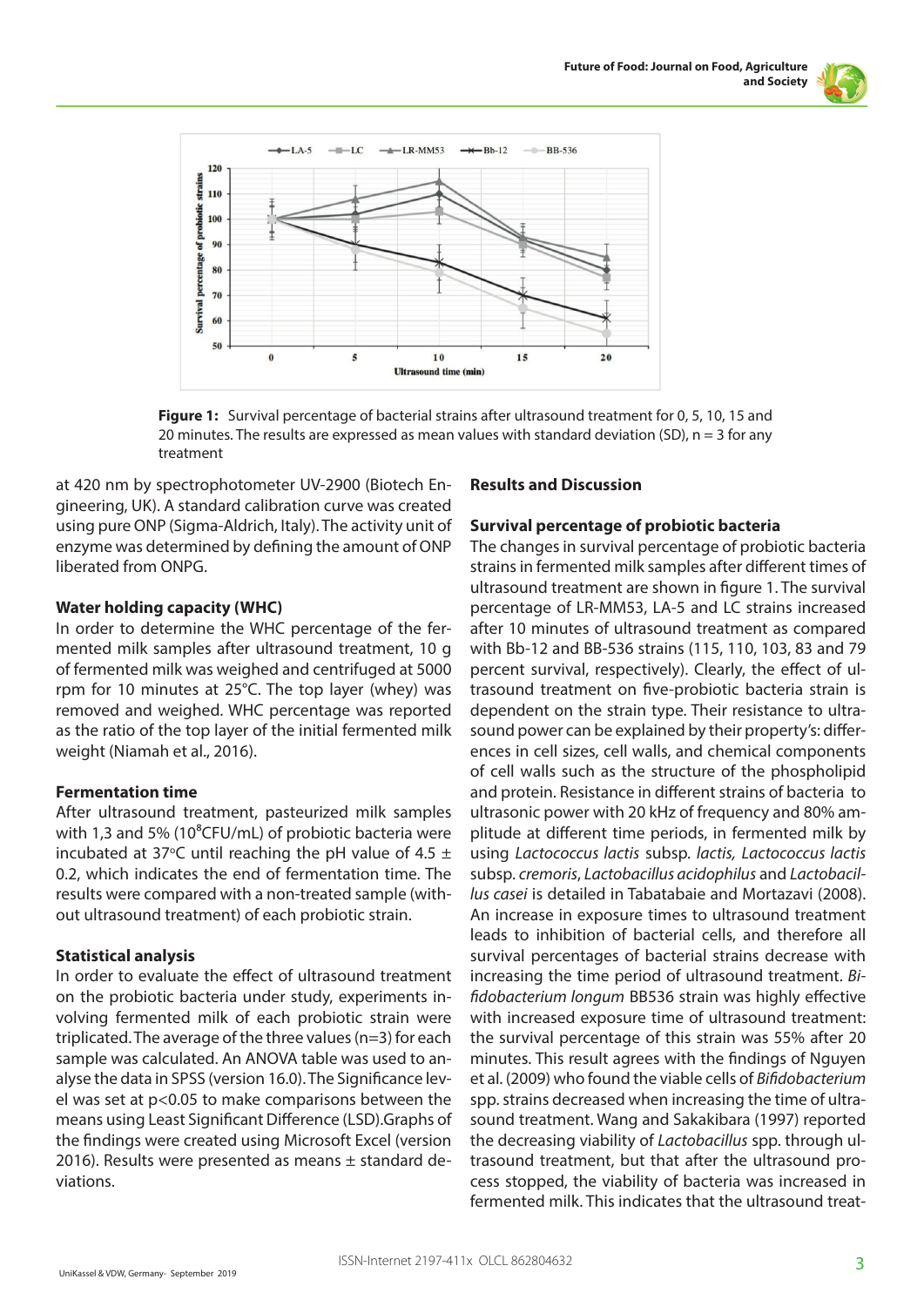**Figure 1:** Survival percentage of bacterial strains after ultrasound treatment for 0, 5, 10, 15 and 20 minutes. The results are expressed as mean values with standard deviation (SD), n = 3 for any treatment

at 420 nm by spectrophotometer UV-2900 (Biotech Engineering, UK). A standard calibration curve was created using pure ONP (Sigma-Aldrich, Italy). The activity unit of enzyme was determined by defining the amount of ONP liberated from ONPG.

### Water holding capacity (WHC)

In order to determine the WHC percentage of the fermented milk samples after ultrasound treatment, 10 g of fermented milk was weighed and centrifuged at 5000 rpm for 10 minutes at 25°C. The top layer (whey) was removed and weighed. WHC percentage was reported as the ratio of the top layer of the initial fermented milk weight (Niamah et al., 2016).

### Fermentation time

After ultrasound treatment, pasteurized milk samples with 1,3 and 5% ($10^8$CFU/mL) of probiotic bacteria were incubated at 37°C until reaching the pH value of 4.5 ± 0.2, which indicates the end of fermentation time. The results were compared with a non-treated sample (without ultrasound treatment) of each probiotic strain.

### Statistical analysis

In order to evaluate the effect of ultrasound treatment on the probiotic bacteria under study, experiments involving fermented milk of each probiotic strain were triplicated. The average of the three values (n=3) for each sample was calculated. An ANOVA table was used to analyse the data in SPSS (version 16.0). The Significance level was set at $p<0.05$ to make comparisons between the means using Least Significant Difference (LSD). Graphs of the findings were created using Microsoft Excel (version 2016). Results were presented as means ± standard deviations.

## Results and Discussion

### Survival percentage of probiotic bacteria

The changes in survival percentage of probiotic bacteria strains in fermented milk samples after different times of ultrasound treatment are shown in figure 1. The survival percentage of LR-MM53, LA-5 and LC strains increased after 10 minutes of ultrasound treatment as compared with Bb-12 and BB-536 strains (115, 110, 103, 83 and 79 percent survival, respectively). Clearly, the effect of ultrasound treatment on five-probiotic bacteria strain is dependent on the strain type. Their resistance to ultrasound power can be explained by their property's: differences in cell sizes, cell walls, and chemical components of cell walls such as the structure of the phospholipid and protein. Resistance in different strains of bacteria to ultrasonic power with 20 kHz of frequency and 80% amplitude at different time periods, in fermented milk by using *Lactococcus lactis* subsp. *lactis, Lactococcus lactis* subsp. *cremoris*, *Lactobacillus acidophilus* and *Lactobacillus casei* is detailed in Tabatabaie and Mortazavi (2008). An increase in exposure times to ultrasound treatment leads to inhibition of bacterial cells, and therefore all survival percentages of bacterial strains decrease with increasing the time period of ultrasound treatment. *Bifidobacterium longum* BB536 strain was highly effective with increased exposure time of ultrasound treatment: the survival percentage of this strain was 55% after 20 minutes. This result agrees with the findings of Nguyen et al. (2009) who found the viable cells of *Bifidobacterium* spp. strains decreased when increasing the time of ultrasound treatment. Wang and Sakakibara (1997) reported the decreasing viability of *Lactobacillus* spp. through ultrasound treatment, but that after the ultrasound process stopped, the viability of bacteria was increased in fermented milk. This indicates that the ultrasound treat-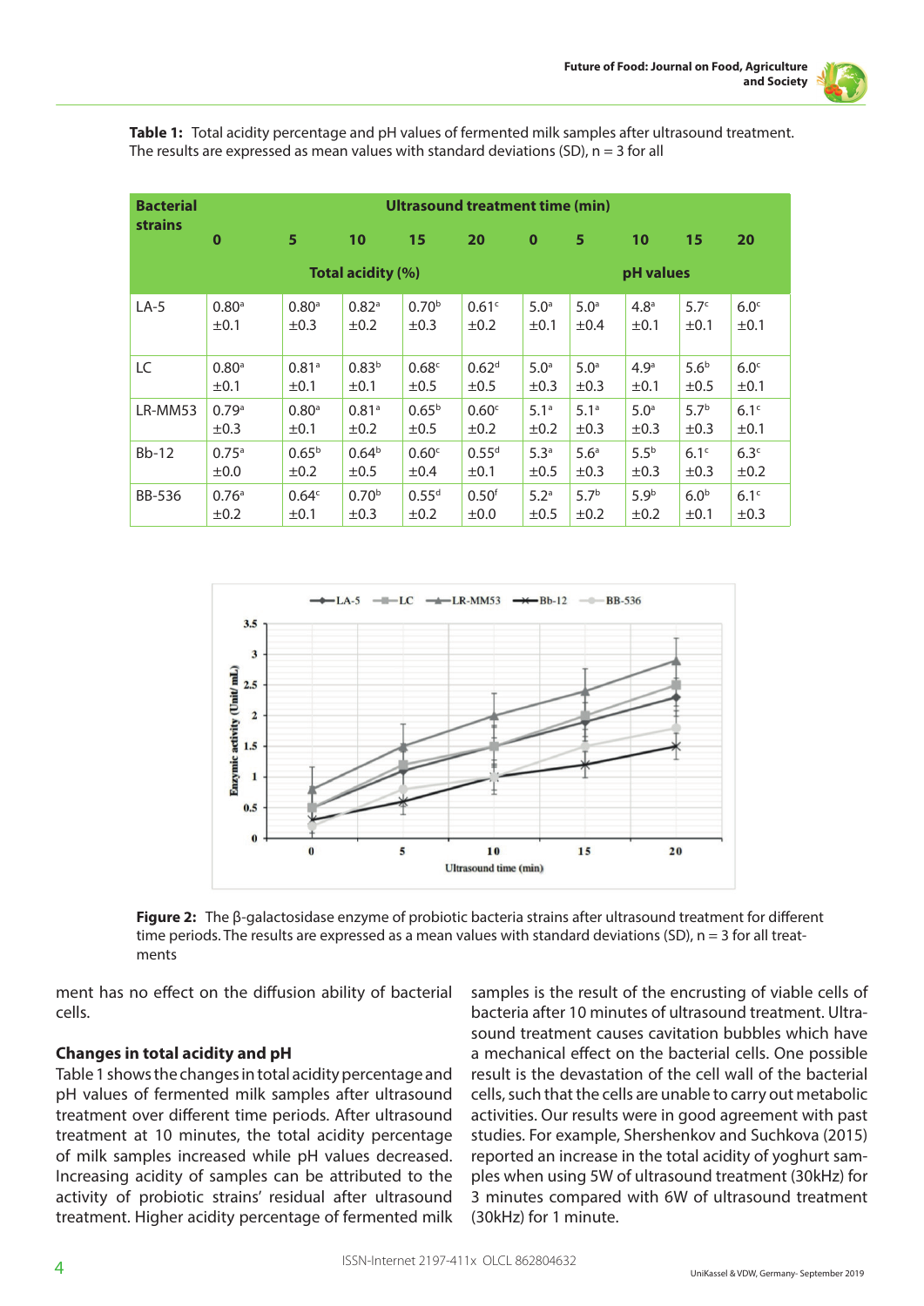**Table 1:** Total acidity percentage and pH values of fermented milk samples after ultrasound treatment. The results are expressed as mean values with standard deviations (SD), n = 3 for all

| Bacterial strains | Ultrasound treatment time (min) | | | | | | | | | |
|---|---|---|---|---|---|---|---|---|---|---|
| | 0 | 5 | 10 | 15 | 20 | 0 | 5 | 10 | 15 | 20 |
| | Total acidity (%) | | | | | pH values | | | | |
| LA-5 | 0.80[a] ±0.1 | 0.80[a] ±0.3 | 0.82[a] ±0.2 | 0.70[b] ±0.3 | 0.61[c] ±0.2 | 5.0[a] ±0.1 | 5.0[a] ±0.4 | 4.8[a] ±0.1 | 5.7[c] ±0.1 | 6.0[c] ±0.1 |
| LC | 0.80[a] ±0.1 | 0.81[a] ±0.1 | 0.83[b] ±0.1 | 0.68[c] ±0.5 | 0.62[d] ±0.5 | 5.0[a] ±0.3 | 5.0[a] ±0.3 | 4.9[a] ±0.1 | 5.6[b] ±0.5 | 6.0[c] ±0.1 |
| LR-MM53 | 0.79[a] ±0.3 | 0.80[a] ±0.1 | 0.81[a] ±0.2 | 0.65[b] ±0.5 | 0.60[c] ±0.2 | 5.1[a] ±0.2 | 5.1[a] ±0.3 | 5.0[a] ±0.3 | 5.7[b] ±0.3 | 6.1[c] ±0.1 |
| Bb-12 | 0.75[a] ±0.0 | 0.65[b] ±0.2 | 0.64[b] ±0.5 | 0.60[c] ±0.4 | 0.55[d] ±0.1 | 5.3[a] ±0.5 | 5.6[a] ±0.3 | 5.5[b] ±0.3 | 6.1[c] ±0.3 | 6.3[c] ±0.2 |
| BB-536 | 0.76[a] ±0.2 | 0.64[c] ±0.1 | 0.70[b] ±0.3 | 0.55[d] ±0.2 | 0.50[f] ±0.0 | 5.2[a] ±0.5 | 5.7[b] ±0.2 | 5.9[b] ±0.2 | 6.0[b] ±0.1 | 6.1[c] ±0.3 |

**Figure 2:** The β-galactosidase enzyme of probiotic bacteria strains after ultrasound treatment for different time periods. The results are expressed as a mean values with standard deviations (SD), n = 3 for all treatments

ment has no effect on the diffusion ability of bacterial cells.

### Changes in total acidity and pH

Table 1 shows the changes in total acidity percentage and pH values of fermented milk samples after ultrasound treatment over different time periods. After ultrasound treatment at 10 minutes, the total acidity percentage of milk samples increased while pH values decreased. Increasing acidity of samples can be attributed to the activity of probiotic strains' residual after ultrasound treatment. Higher acidity percentage of fermented milk samples is the result of the encrusting of viable cells of bacteria after 10 minutes of ultrasound treatment. Ultrasound treatment causes cavitation bubbles which have a mechanical effect on the bacterial cells. One possible result is the devastation of the cell wall of the bacterial cells, such that the cells are unable to carry out metabolic activities. Our results were in good agreement with past studies. For example, Shershenkov and Suchkova (2015) reported an increase in the total acidity of yoghurt samples when using 5W of ultrasound treatment (30kHz) for 3 minutes compared with 6W of ultrasound treatment (30kHz) for 1 minute.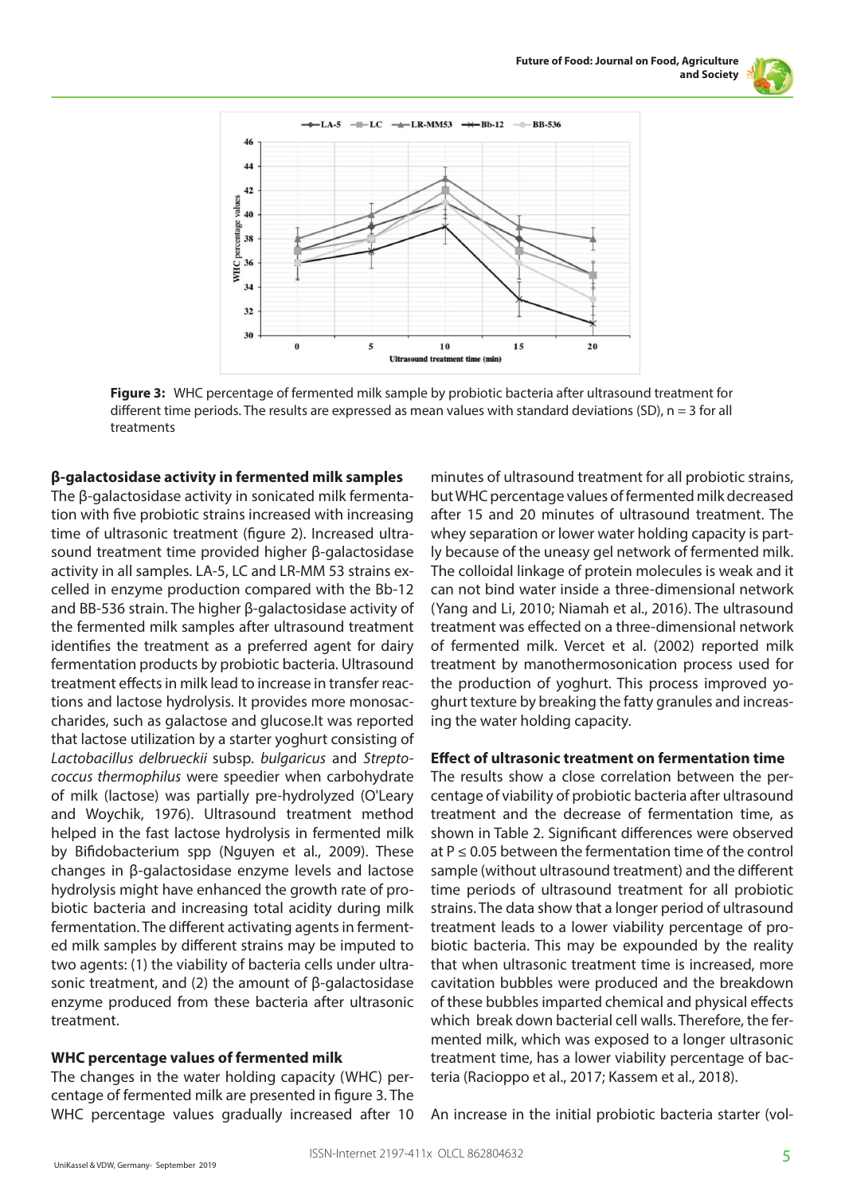**Figure 3:** WHC percentage of fermented milk sample by probiotic bacteria after ultrasound treatment for different time periods. The results are expressed as mean values with standard deviations (SD), n = 3 for all treatments

### β-galactosidase activity in fermented milk samples

The β-galactosidase activity in sonicated milk fermentation with five probiotic strains increased with increasing time of ultrasonic treatment (figure 2). Increased ultrasound treatment time provided higher β-galactosidase activity in all samples. LA-5, LC and LR-MM 53 strains excelled in enzyme production compared with the Bb-12 and BB-536 strain. The higher β-galactosidase activity of the fermented milk samples after ultrasound treatment identifies the treatment as a preferred agent for dairy fermentation products by probiotic bacteria. Ultrasound treatment effects in milk lead to increase in transfer reactions and lactose hydrolysis. It provides more monosaccharides, such as galactose and glucose.It was reported that lactose utilization by a starter yoghurt consisting of *Lactobacillus delbrueckii* subsp. *bulgaricus* and *Streptococcus thermophilus* were speedier when carbohydrate of milk (lactose) was partially pre-hydrolyzed (O'Leary and Woychik, 1976). Ultrasound treatment method helped in the fast lactose hydrolysis in fermented milk by Bifidobacterium spp (Nguyen et al., 2009). These changes in β-galactosidase enzyme levels and lactose hydrolysis might have enhanced the growth rate of probiotic bacteria and increasing total acidity during milk fermentation. The different activating agents in fermented milk samples by different strains may be imputed to two agents: (1) the viability of bacteria cells under ultrasonic treatment, and (2) the amount of β-galactosidase enzyme produced from these bacteria after ultrasonic treatment.

### WHC percentage values of fermented milk

The changes in the water holding capacity (WHC) percentage of fermented milk are presented in figure 3. The WHC percentage values gradually increased after 10 minutes of ultrasound treatment for all probiotic strains, but WHC percentage values of fermented milk decreased after 15 and 20 minutes of ultrasound treatment. The whey separation or lower water holding capacity is partly because of the uneasy gel network of fermented milk. The colloidal linkage of protein molecules is weak and it can not bind water inside a three-dimensional network (Yang and Li, 2010; Niamah et al., 2016). The ultrasound treatment was effected on a three-dimensional network of fermented milk. Vercet et al. (2002) reported milk treatment by manothermosonication process used for the production of yoghurt. This process improved yoghurt texture by breaking the fatty granules and increasing the water holding capacity.

### Effect of ultrasonic treatment on fermentation time

The results show a close correlation between the percentage of viability of probiotic bacteria after ultrasound treatment and the decrease of fermentation time, as shown in Table 2. Significant differences were observed at $P \leq 0.05$ between the fermentation time of the control sample (without ultrasound treatment) and the different time periods of ultrasound treatment for all probiotic strains. The data show that a longer period of ultrasound treatment leads to a lower viability percentage of probiotic bacteria. This may be expounded by the reality that when ultrasonic treatment time is increased, more cavitation bubbles were produced and the breakdown of these bubbles imparted chemical and physical effects which break down bacterial cell walls. Therefore, the fermented milk, which was exposed to a longer ultrasonic treatment time, has a lower viability percentage of bacteria (Racioppo et al., 2017; Kassem et al., 2018).

An increase in the initial probiotic bacteria starter (vol-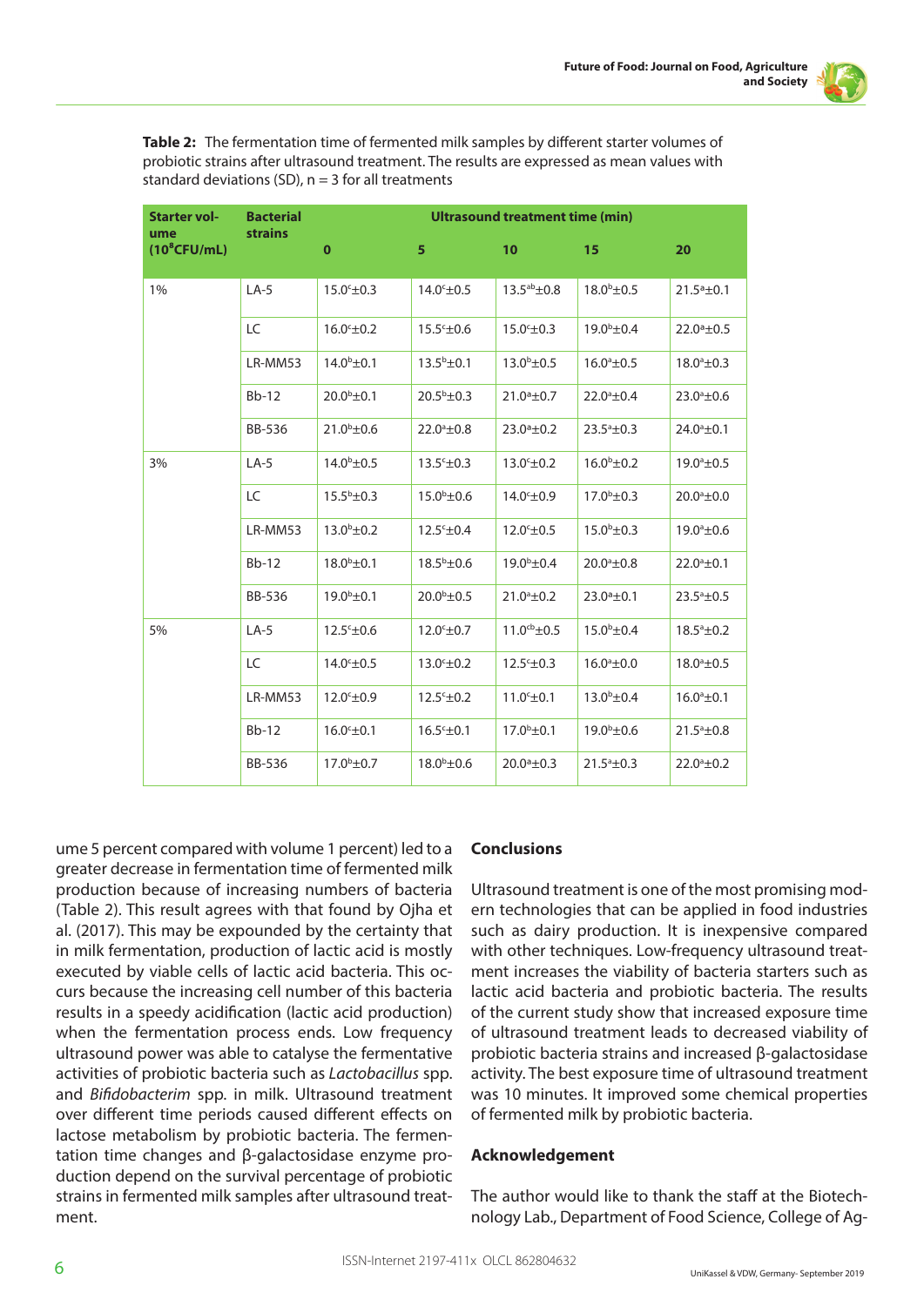**Table 2:** The fermentation time of fermented milk samples by different starter volumes of probiotic strains after ultrasound treatment. The results are expressed as mean values with standard deviations (SD), n = 3 for all treatments

| Starter volume ($10^8$CFU/mL) | Bacterial strains | Ultrasound treatment time (min) | | | | |
|---|---|---|---|---|---|---|
| | | 0 | 5 | 10 | 15 | 20 |
| 1% | LA-5 | $15.0^c$±0.3 | $14.0^c$±0.5 | $13.5^{ab}$±0.8 | $18.0^b$±0.5 | $21.5^a$±0.1 |
| | LC | $16.0^c$±0.2 | $15.5^c$±0.6 | $15.0^c$±0.3 | $19.0^b$±0.4 | $22.0^a$±0.5 |
| | LR-MM53 | $14.0^b$±0.1 | $13.5^b$±0.1 | $13.0^b$±0.5 | $16.0^a$±0.5 | $18.0^a$±0.3 |
| | Bb-12 | $20.0^b$±0.1 | $20.5^b$±0.3 | $21.0^a$±0.7 | $22.0^a$±0.4 | $23.0^a$±0.6 |
| | BB-536 | $21.0^b$±0.6 | $22.0^a$±0.8 | $23.0^a$±0.2 | $23.5^a$±0.3 | $24.0^a$±0.1 |
| 3% | LA-5 | $14.0^b$±0.5 | $13.5^c$±0.3 | $13.0^c$±0.2 | $16.0^b$±0.2 | $19.0^a$±0.5 |
| | LC | $15.5^b$±0.3 | $15.0^b$±0.6 | $14.0^c$±0.9 | $17.0^b$±0.3 | $20.0^a$±0.0 |
| | LR-MM53 | $13.0^b$±0.2 | $12.5^c$±0.4 | $12.0^c$±0.5 | $15.0^b$±0.3 | $19.0^a$±0.6 |
| | Bb-12 | $18.0^b$±0.1 | $18.5^b$±0.6 | $19.0^b$±0.4 | $20.0^a$±0.8 | $22.0^a$±0.1 |
| | BB-536 | $19.0^b$±0.1 | $20.0^b$±0.5 | $21.0^a$±0.2 | $23.0^a$±0.1 | $23.5^a$±0.5 |
| 5% | LA-5 | $12.5^c$±0.6 | $12.0^c$±0.7 | $11.0^{cb}$±0.5 | $15.0^b$±0.4 | $18.5^a$±0.2 |
| | LC | $14.0^c$±0.5 | $13.0^c$±0.2 | $12.5^c$±0.3 | $16.0^a$±0.0 | $18.0^a$±0.5 |
| | LR-MM53 | $12.0^c$±0.9 | $12.5^c$±0.2 | $11.0^c$±0.1 | $13.0^b$±0.4 | $16.0^a$±0.1 |
| | Bb-12 | $16.0^c$±0.1 | $16.5^c$±0.1 | $17.0^b$±0.1 | $19.0^b$±0.6 | $21.5^a$±0.8 |
| | BB-536 | $17.0^b$±0.7 | $18.0^b$±0.6 | $20.0^a$±0.3 | $21.5^a$±0.3 | $22.0^a$±0.2 |

ume 5 percent compared with volume 1 percent) led to a greater decrease in fermentation time of fermented milk production because of increasing numbers of bacteria (Table 2). This result agrees with that found by Ojha et al. (2017). This may be expounded by the certainty that in milk fermentation, production of lactic acid is mostly executed by viable cells of lactic acid bacteria. This occurs because the increasing cell number of this bacteria results in a speedy acidification (lactic acid production) when the fermentation process ends. Low frequency ultrasound power was able to catalyse the fermentative activities of probiotic bacteria such as *Lactobacillus* spp. and *Bifidobacterim* spp. in milk. Ultrasound treatment over different time periods caused different effects on lactose metabolism by probiotic bacteria. The fermentation time changes and β-galactosidase enzyme production depend on the survival percentage of probiotic strains in fermented milk samples after ultrasound treatment.

## Conclusions

Ultrasound treatment is one of the most promising modern technologies that can be applied in food industries such as dairy production. It is inexpensive compared with other techniques. Low-frequency ultrasound treatment increases the viability of bacteria starters such as lactic acid bacteria and probiotic bacteria. The results of the current study show that increased exposure time of ultrasound treatment leads to decreased viability of probiotic bacteria strains and increased β-galactosidase activity. The best exposure time of ultrasound treatment was 10 minutes. It improved some chemical properties of fermented milk by probiotic bacteria.

## Acknowledgement

The author would like to thank the staff at the Biotechnology Lab., Department of Food Science, College of Ag-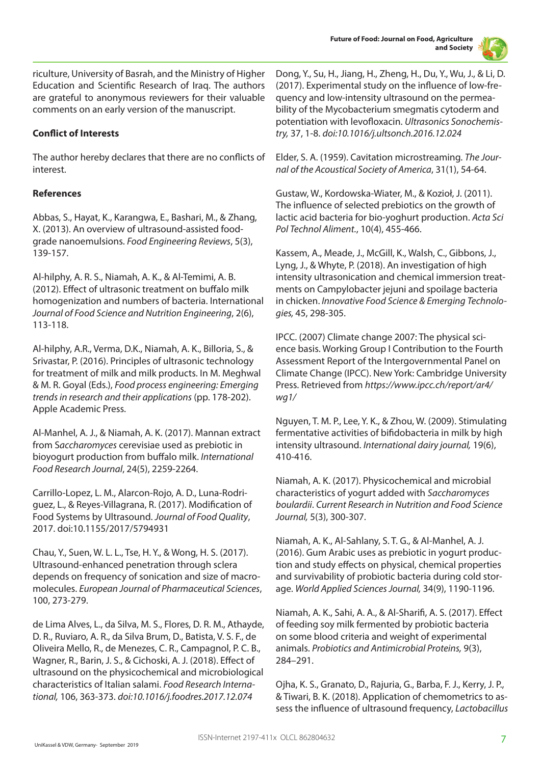riculture, University of Basrah, and the Ministry of Higher Education and Scientific Research of Iraq. The authors are grateful to anonymous reviewers for their valuable comments on an early version of the manuscript.

**Conflict of Interests**

The author hereby declares that there are no conflicts of interest.

**References**

Abbas, S., Hayat, K., Karangwa, E., Bashari, M., & Zhang, X. (2013). An overview of ultrasound-assisted food-grade nanoemulsions. *Food Engineering Reviews*, 5(3), 139-157.

Al-hilphy, A. R. S., Niamah, A. K., & Al-Temimi, A. B. (2012). Effect of ultrasonic treatment on buffalo milk homogenization and numbers of bacteria. International *Journal of Food Science and Nutrition Engineering*, 2(6), 113-118.

Al-hilphy, A.R., Verma, D.K., Niamah, A. K., Billoria, S., & Srivastar, P. (2016). Principles of ultrasonic technology for treatment of milk and milk products. In M. Meghwal & M. R. Goyal (Eds.), *Food process engineering: Emerging trends in research and their applications* (pp. 178-202). Apple Academic Press.

Al-Manhel, A. J., & Niamah, A. K. (2017). Mannan extract from S*accharomyces* cerevisiae used as prebiotic in bioyogurt production from buffalo milk. *International Food Research Journal*, 24(5), 2259-2264.

Carrillo-Lopez, L. M., Alarcon-Rojo, A. D., Luna-Rodriguez, L., & Reyes-Villagrana, R. (2017). Modification of Food Systems by Ultrasound. *Journal of Food Quality*, 2017. doi:10.1155/2017/5794931

Chau, Y., Suen, W. L. L., Tse, H. Y., & Wong, H. S. (2017). Ultrasound-enhanced penetration through sclera depends on frequency of sonication and size of macromolecules. *European Journal of Pharmaceutical Sciences*, 100, 273-279.

de Lima Alves, L., da Silva, M. S., Flores, D. R. M., Athayde, D. R., Ruviaro, A. R., da Silva Brum, D., Batista, V. S. F., de Oliveira Mello, R., de Menezes, C. R., Campagnol, P. C. B., Wagner, R., Barin, J. S., & Cichoski, A. J. (2018). Effect of ultrasound on the physicochemical and microbiological characteristics of Italian salami. *Food Research International,* 106, 363-373. *doi:10.1016/j.foodres.2017.12.074*

Dong, Y., Su, H., Jiang, H., Zheng, H., Du, Y., Wu, J., & Li, D. (2017). Experimental study on the influence of low-frequency and low-intensity ultrasound on the permeability of the Mycobacterium smegmatis cytoderm and potentiation with levofloxacin. *Ultrasonics Sonochemistry,* 37, 1-8. *doi:10.1016/j.ultsonch.2016.12.024*

Elder, S. A. (1959). Cavitation microstreaming. *The Journal of the Acoustical Society of America*, 31(1), 54-64.

Gustaw, W., Kordowska-Wiater, M., & Kozioł, J. (2011). The influence of selected prebiotics on the growth of lactic acid bacteria for bio-yoghurt production. *Acta Sci Pol Technol Aliment.*, 10(4), 455-466.

Kassem, A., Meade, J., McGill, K., Walsh, C., Gibbons, J., Lyng, J., & Whyte, P. (2018). An investigation of high intensity ultrasonication and chemical immersion treatments on Campylobacter jejuni and spoilage bacteria in chicken. *Innovative Food Science & Emerging Technologies,* 45, 298-305.

IPCC. (2007) Climate change 2007: The physical science basis. Working Group I Contribution to the Fourth Assessment Report of the Intergovernmental Panel on Climate Change (IPCC). New York: Cambridge University Press. Retrieved from *https://www.ipcc.ch/report/ar4/wg1/*

Nguyen, T. M. P., Lee, Y. K., & Zhou, W. (2009). Stimulating fermentative activities of bifidobacteria in milk by high intensity ultrasound. *International dairy journal,* 19(6), 410-416.

Niamah, A. K. (2017). Physicochemical and microbial characteristics of yogurt added with *Saccharomyces boulardii*. *Current Research in Nutrition and Food Science Journal,* 5(3), 300-307.

Niamah, A. K., Al-Sahlany, S. T. G., & Al-Manhel, A. J. (2016). Gum Arabic uses as prebiotic in yogurt production and study effects on physical, chemical properties and survivability of probiotic bacteria during cold storage. *World Applied Sciences Journal,* 34(9), 1190-1196.

Niamah, A. K., Sahi, A. A., & Al-Sharifi, A. S. (2017). Effect of feeding soy milk fermented by probiotic bacteria on some blood criteria and weight of experimental animals. *Probiotics and Antimicrobial Proteins,* 9(3), 284–291.

Ojha, K. S., Granato, D., Rajuria, G., Barba, F. J., Kerry, J. P., & Tiwari, B. K. (2018). Application of chemometrics to assess the influence of ultrasound frequency, *Lactobacillus*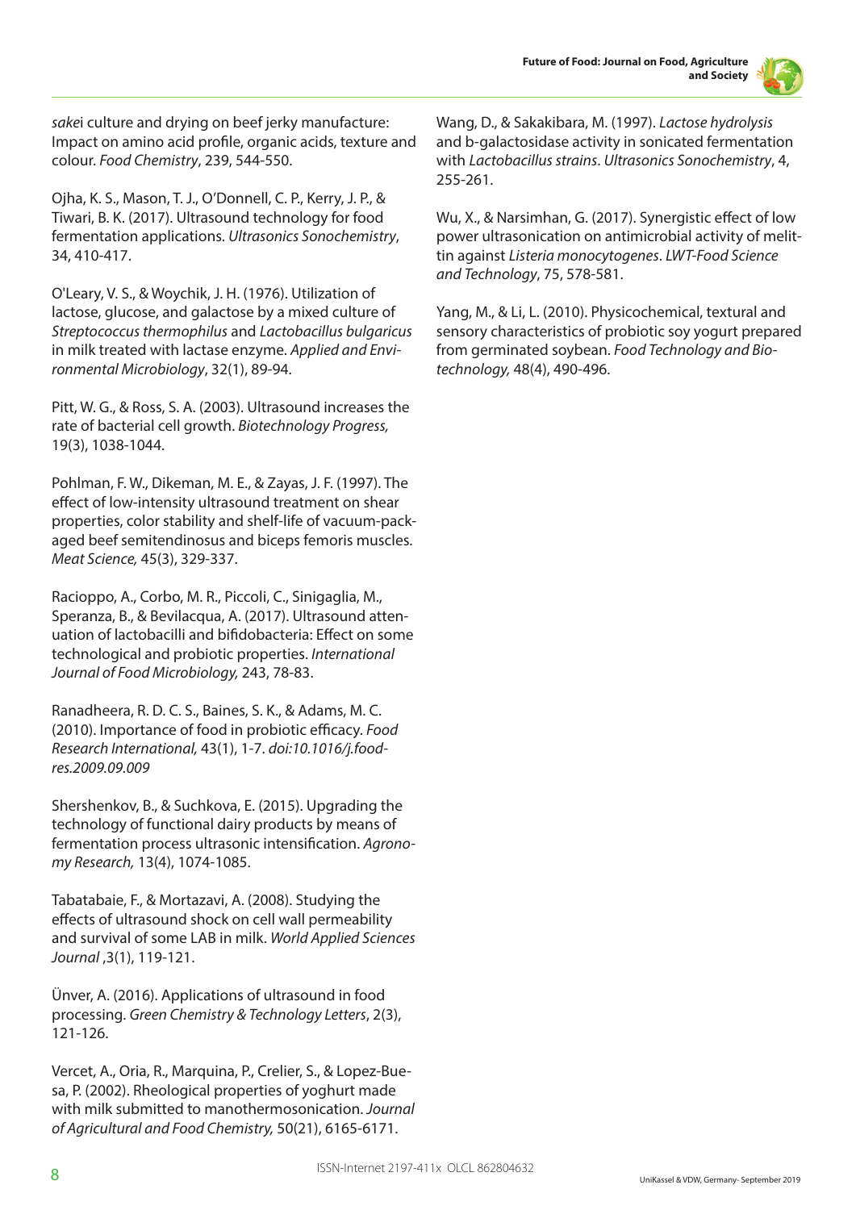*sake*i culture and drying on beef jerky manufacture: Impact on amino acid profile, organic acids, texture and colour. *Food Chemistry*, 239, 544-550.

Ojha, K. S., Mason, T. J., O'Donnell, C. P., Kerry, J. P., & Tiwari, B. K. (2017). Ultrasound technology for food fermentation applications. *Ultrasonics Sonochemistry*, 34, 410-417.

O'Leary, V. S., & Woychik, J. H. (1976). Utilization of lactose, glucose, and galactose by a mixed culture of *Streptococcus thermophilus* and *Lactobacillus bulgaricus* in milk treated with lactase enzyme. *Applied and Environmental Microbiology*, 32(1), 89-94.

Pitt, W. G., & Ross, S. A. (2003). Ultrasound increases the rate of bacterial cell growth. *Biotechnology Progress,* 19(3), 1038-1044.

Pohlman, F. W., Dikeman, M. E., & Zayas, J. F. (1997). The effect of low-intensity ultrasound treatment on shear properties, color stability and shelf-life of vacuum-packaged beef semitendinosus and biceps femoris muscles. *Meat Science,* 45(3), 329-337.

Racioppo, A., Corbo, M. R., Piccoli, C., Sinigaglia, M., Speranza, B., & Bevilacqua, A. (2017). Ultrasound attenuation of lactobacilli and bifidobacteria: Effect on some technological and probiotic properties. *International Journal of Food Microbiology,* 243, 78-83.

Ranadheera, R. D. C. S., Baines, S. K., & Adams, M. C. (2010). Importance of food in probiotic efficacy. *Food Research International,* 43(1), 1-7. *doi:10.1016/j.foodres.2009.09.009*

Shershenkov, B., & Suchkova, E. (2015). Upgrading the technology of functional dairy products by means of fermentation process ultrasonic intensification. *Agronomy Research,* 13(4), 1074-1085.

Tabatabaie, F., & Mortazavi, A. (2008). Studying the effects of ultrasound shock on cell wall permeability and survival of some LAB in milk. *World Applied Sciences Journal* ,3(1), 119-121.

Ünver, A. (2016). Applications of ultrasound in food processing. *Green Chemistry & Technology Letters*, 2(3), 121-126.

Vercet, A., Oria, R., Marquina, P., Crelier, S., & Lopez-Buesa, P. (2002). Rheological properties of yoghurt made with milk submitted to manothermosonication. *Journal of Agricultural and Food Chemistry,* 50(21), 6165-6171.

Wang, D., & Sakakibara, M. (1997). *Lactose hydrolysis* and b-galactosidase activity in sonicated fermentation with *Lactobacillus strains*. *Ultrasonics Sonochemistry*, 4, 255-261.

Wu, X., & Narsimhan, G. (2017). Synergistic effect of low power ultrasonication on antimicrobial activity of melittin against *Listeria monocytogenes*. *LWT-Food Science and Technology*, 75, 578-581.

Yang, M., & Li, L. (2010). Physicochemical, textural and sensory characteristics of probiotic soy yogurt prepared from germinated soybean. *Food Technology and Biotechnology,* 48(4), 490-496.